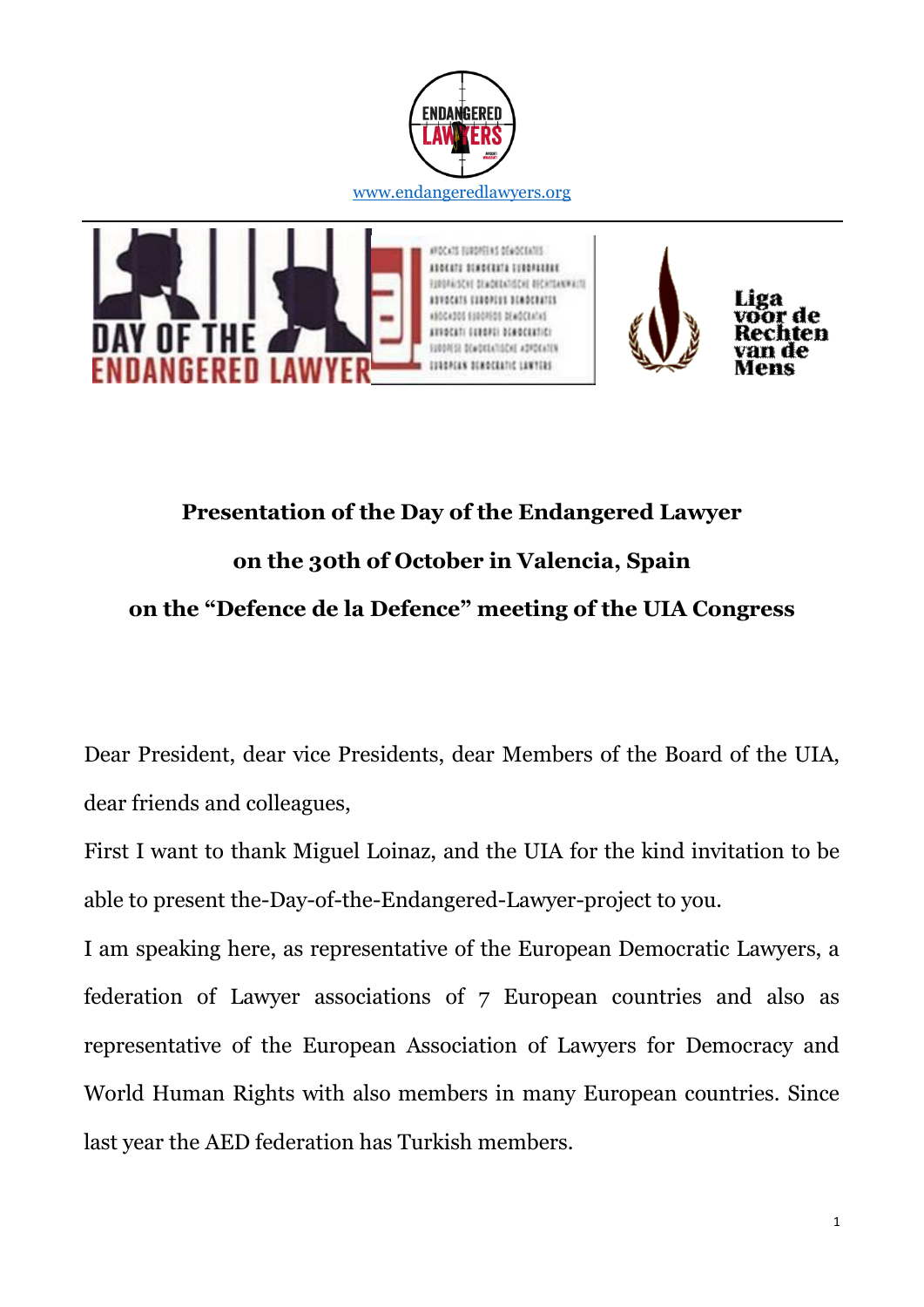www.endangeredlawyers.org

**Presentation of the Day of the Endangered Lawyer**

**on the 30th of October in Valencia, Spain**

**on the "Defence de la Defence" meeting of the UIA Congress**

Dear President, dear vice Presidents, dear Members of the Board of the UIA, dear friends and colleagues,

First I want to thank Miguel Loinaz, and the UIA for the kind invitation to be able to present the-Day-of-the-Endangered-Lawyer-project to you.

I am speaking here, as representative of the European Democratic Lawyers, a federation of Lawyer associations of 7 European countries and also as representative of the European Association of Lawyers for Democracy and World Human Rights with also members in many European countries. Since last year the AED federation has Turkish members.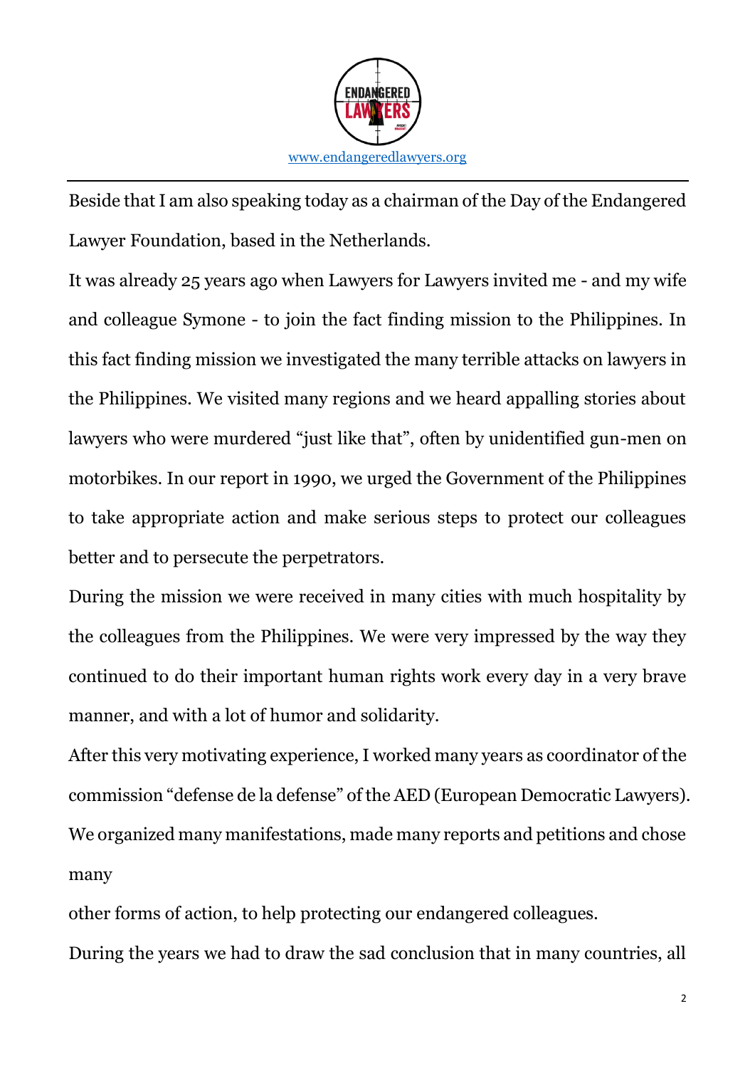Beside that I am also speaking today as a chairman of the Day of the Endangered Lawyer Foundation, based in the Netherlands.

It was already 25 years ago when Lawyers for Lawyers invited me - and my wife and colleague Symone - to join the fact finding mission to the Philippines. In this fact finding mission we investigated the many terrible attacks on lawyers in the Philippines. We visited many regions and we heard appalling stories about lawyers who were murdered "just like that", often by unidentified gun-men on motorbikes. In our report in 1990, we urged the Government of the Philippines to take appropriate action and make serious steps to protect our colleagues better and to persecute the perpetrators.

During the mission we were received in many cities with much hospitality by the colleagues from the Philippines. We were very impressed by the way they continued to do their important human rights work every day in a very brave manner, and with a lot of humor and solidarity.

After this very motivating experience, I worked many years as coordinator of the commission "defense de la defense" of the AED (European Democratic Lawyers). We organized many manifestations, made many reports and petitions and chose many other forms of action, to help protecting our endangered colleagues.

During the years we had to draw the sad conclusion that in many countries, all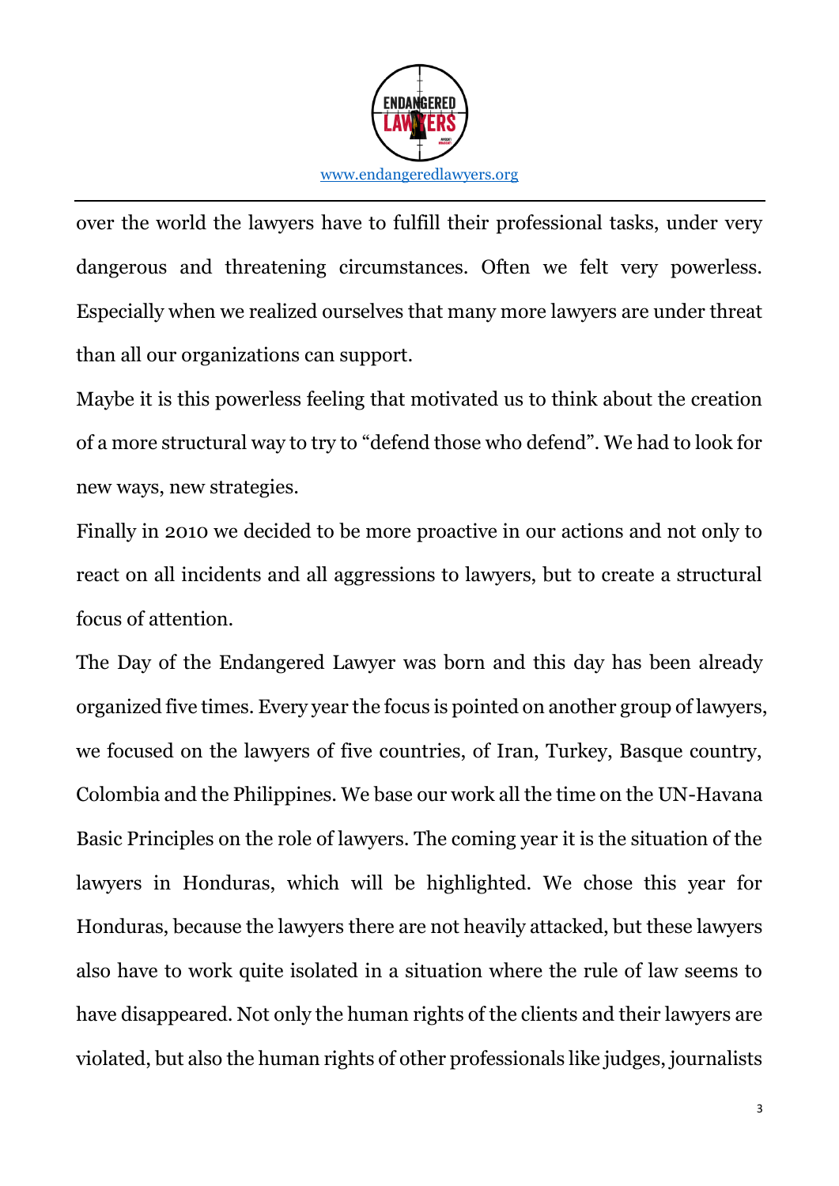over the world the lawyers have to fulfill their professional tasks, under very dangerous and threatening circumstances. Often we felt very powerless. Especially when we realized ourselves that many more lawyers are under threat than all our organizations can support.

Maybe it is this powerless feeling that motivated us to think about the creation of a more structural way to try to "defend those who defend". We had to look for new ways, new strategies.

Finally in 2010 we decided to be more proactive in our actions and not only to react on all incidents and all aggressions to lawyers, but to create a structural focus of attention.

The Day of the Endangered Lawyer was born and this day has been already organized five times. Every year the focus is pointed on another group of lawyers, we focused on the lawyers of five countries, of Iran, Turkey, Basque country, Colombia and the Philippines. We base our work all the time on the UN-Havana Basic Principles on the role of lawyers. The coming year it is the situation of the lawyers in Honduras, which will be highlighted. We chose this year for Honduras, because the lawyers there are not heavily attacked, but these lawyers also have to work quite isolated in a situation where the rule of law seems to have disappeared. Not only the human rights of the clients and their lawyers are violated, but also the human rights of other professionals like judges, journalists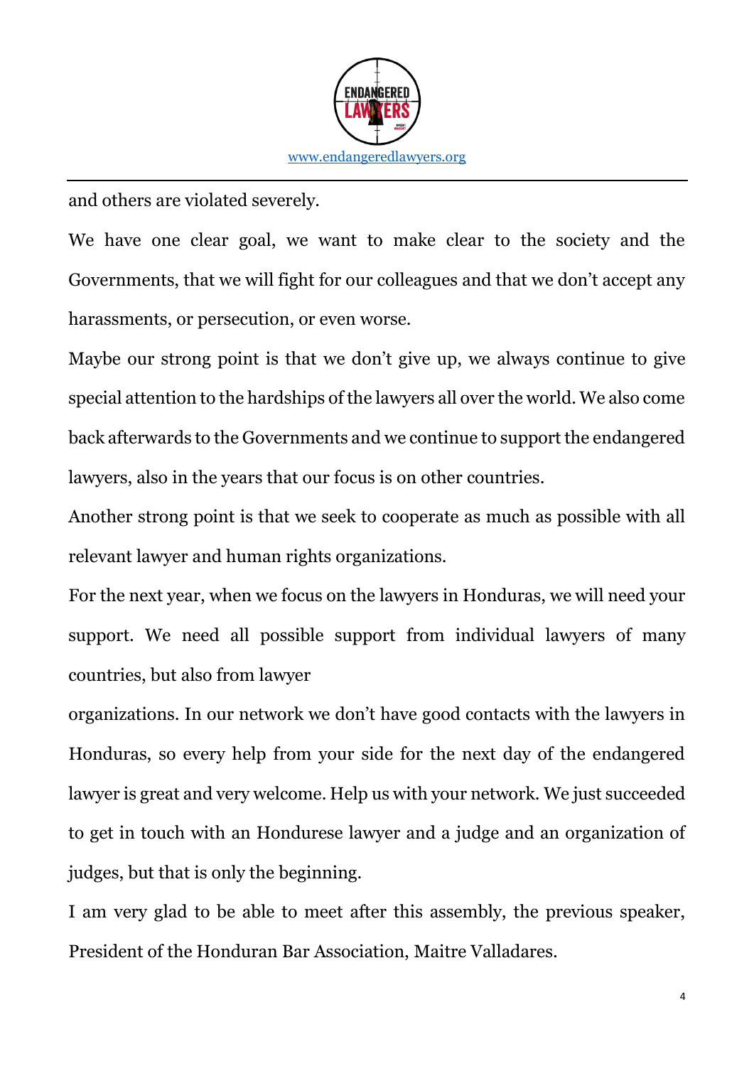and others are violated severely.

We have one clear goal, we want to make clear to the society and the Governments, that we will fight for our colleagues and that we don't accept any harassments, or persecution, or even worse.

Maybe our strong point is that we don't give up, we always continue to give special attention to the hardships of the lawyers all over the world. We also come back afterwards to the Governments and we continue to support the endangered lawyers, also in the years that our focus is on other countries.

Another strong point is that we seek to cooperate as much as possible with all relevant lawyer and human rights organizations.

For the next year, when we focus on the lawyers in Honduras, we will need your support. We need all possible support from individual lawyers of many countries, but also from lawyer

organizations. In our network we don't have good contacts with the lawyers in Honduras, so every help from your side for the next day of the endangered lawyer is great and very welcome. Help us with your network. We just succeeded to get in touch with an Hondurese lawyer and a judge and an organization of judges, but that is only the beginning.

I am very glad to be able to meet after this assembly, the previous speaker, President of the Honduran Bar Association, Maitre Valladares.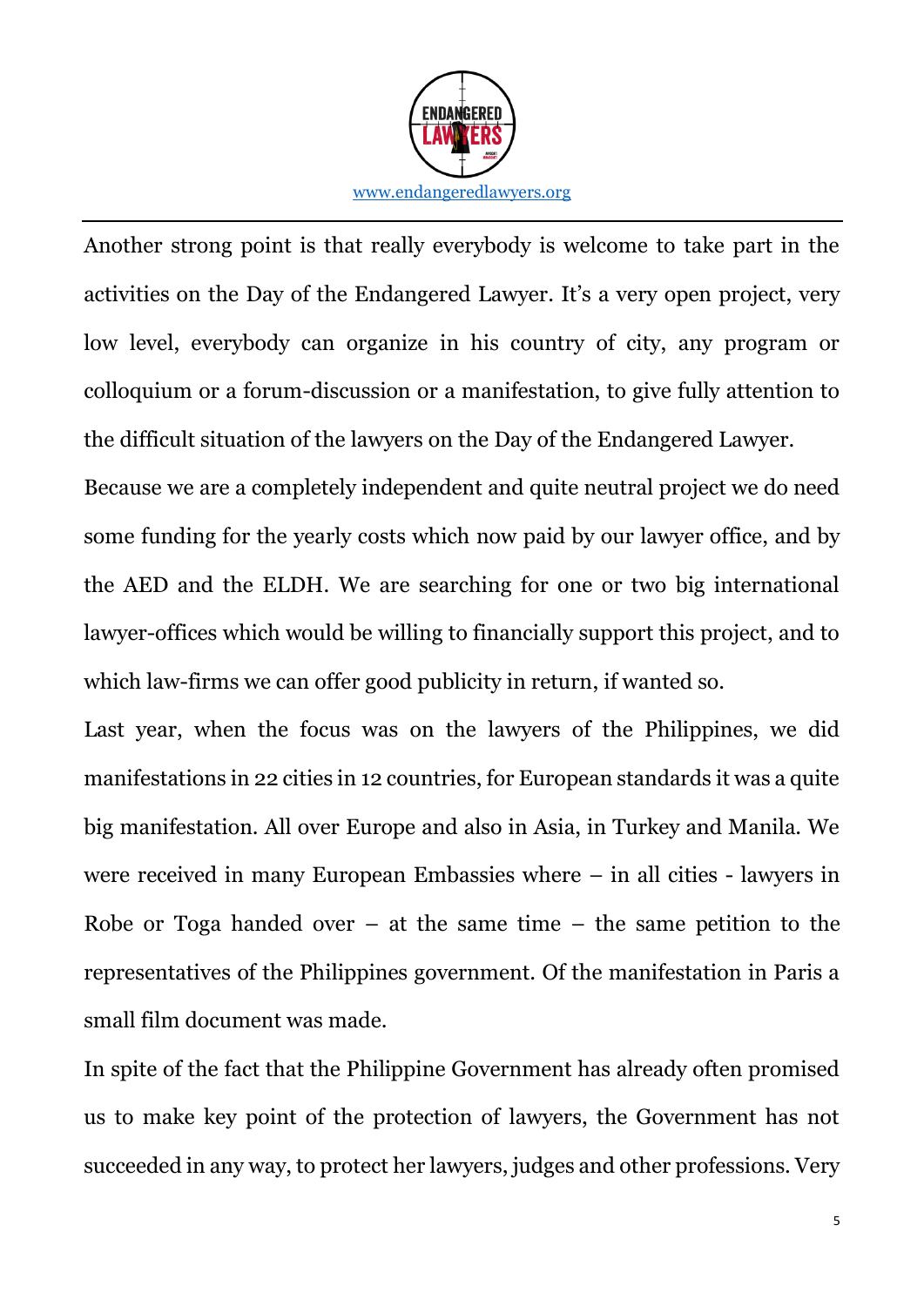Another strong point is that really everybody is welcome to take part in the activities on the Day of the Endangered Lawyer. It's a very open project, very low level, everybody can organize in his country of city, any program or colloquium or a forum-discussion or a manifestation, to give fully attention to the difficult situation of the lawyers on the Day of the Endangered Lawyer.

Because we are a completely independent and quite neutral project we do need some funding for the yearly costs which now paid by our lawyer office, and by the AED and the ELDH. We are searching for one or two big international lawyer-offices which would be willing to financially support this project, and to which law-firms we can offer good publicity in return, if wanted so.

Last year, when the focus was on the lawyers of the Philippines, we did manifestations in 22 cities in 12 countries, for European standards it was a quite big manifestation. All over Europe and also in Asia, in Turkey and Manila. We were received in many European Embassies where – in all cities - lawyers in Robe or Toga handed over – at the same time – the same petition to the representatives of the Philippines government. Of the manifestation in Paris a small film document was made.

In spite of the fact that the Philippine Government has already often promised us to make key point of the protection of lawyers, the Government has not succeeded in any way, to protect her lawyers, judges and other professions. Very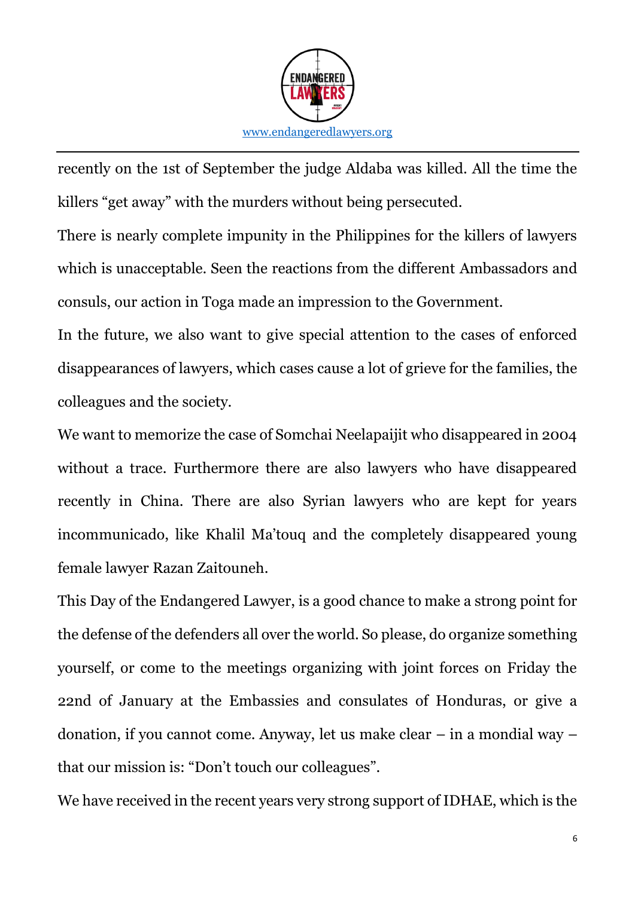recently on the 1st of September the judge Aldaba was killed. All the time the killers "get away" with the murders without being persecuted.

There is nearly complete impunity in the Philippines for the killers of lawyers which is unacceptable. Seen the reactions from the different Ambassadors and consuls, our action in Toga made an impression to the Government.

In the future, we also want to give special attention to the cases of enforced disappearances of lawyers, which cases cause a lot of grieve for the families, the colleagues and the society.

We want to memorize the case of Somchai Neelapaijit who disappeared in 2004 without a trace. Furthermore there are also lawyers who have disappeared recently in China. There are also Syrian lawyers who are kept for years incommunicado, like Khalil Ma'touq and the completely disappeared young female lawyer Razan Zaitouneh.

This Day of the Endangered Lawyer, is a good chance to make a strong point for the defense of the defenders all over the world. So please, do organize something yourself, or come to the meetings organizing with joint forces on Friday the 22nd of January at the Embassies and consulates of Honduras, or give a donation, if you cannot come. Anyway, let us make clear – in a mondial way – that our mission is: "Don't touch our colleagues".

We have received in the recent years very strong support of IDHAE, which is the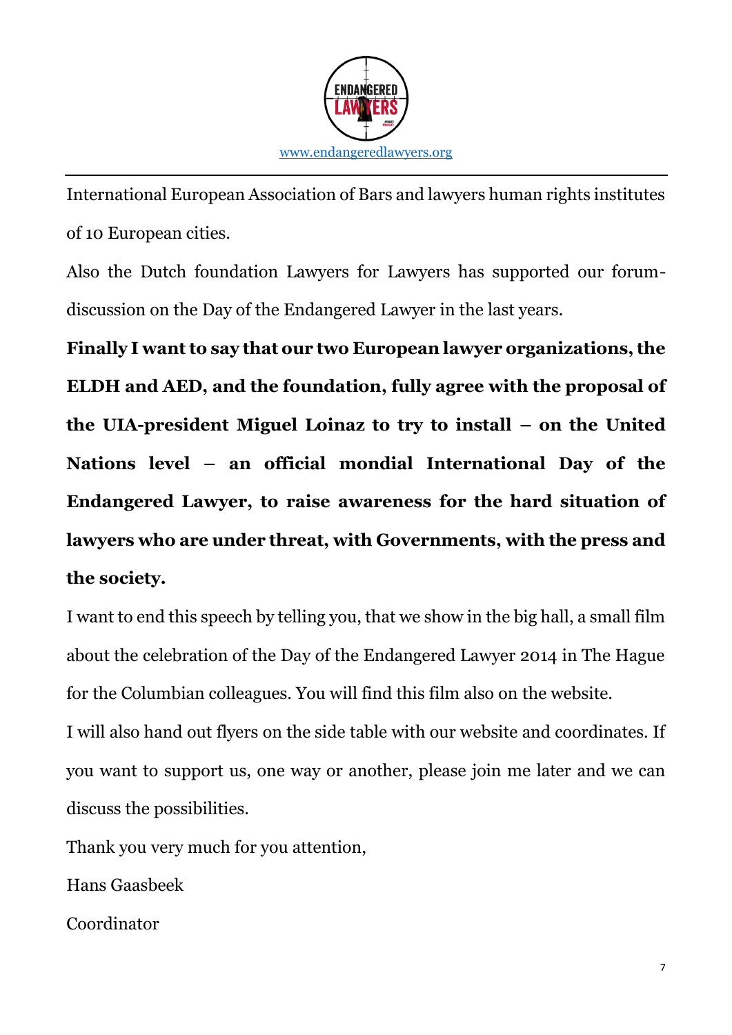International European Association of Bars and lawyers human rights institutes of 10 European cities.

Also the Dutch foundation Lawyers for Lawyers has supported our forum-discussion on the Day of the Endangered Lawyer in the last years.

**Finally I want to say that our two European lawyer organizations, the ELDH and AED, and the foundation, fully agree with the proposal of the UIA-president Miguel Loinaz to try to install – on the United Nations level – an official mondial International Day of the Endangered Lawyer, to raise awareness for the hard situation of lawyers who are under threat, with Governments, with the press and the society.**

I want to end this speech by telling you, that we show in the big hall, a small film about the celebration of the Day of the Endangered Lawyer 2014 in The Hague for the Columbian colleagues. You will find this film also on the website.

I will also hand out flyers on the side table with our website and coordinates. If you want to support us, one way or another, please join me later and we can discuss the possibilities.

Thank you very much for you attention,

Hans Gaasbeek

Coordinator